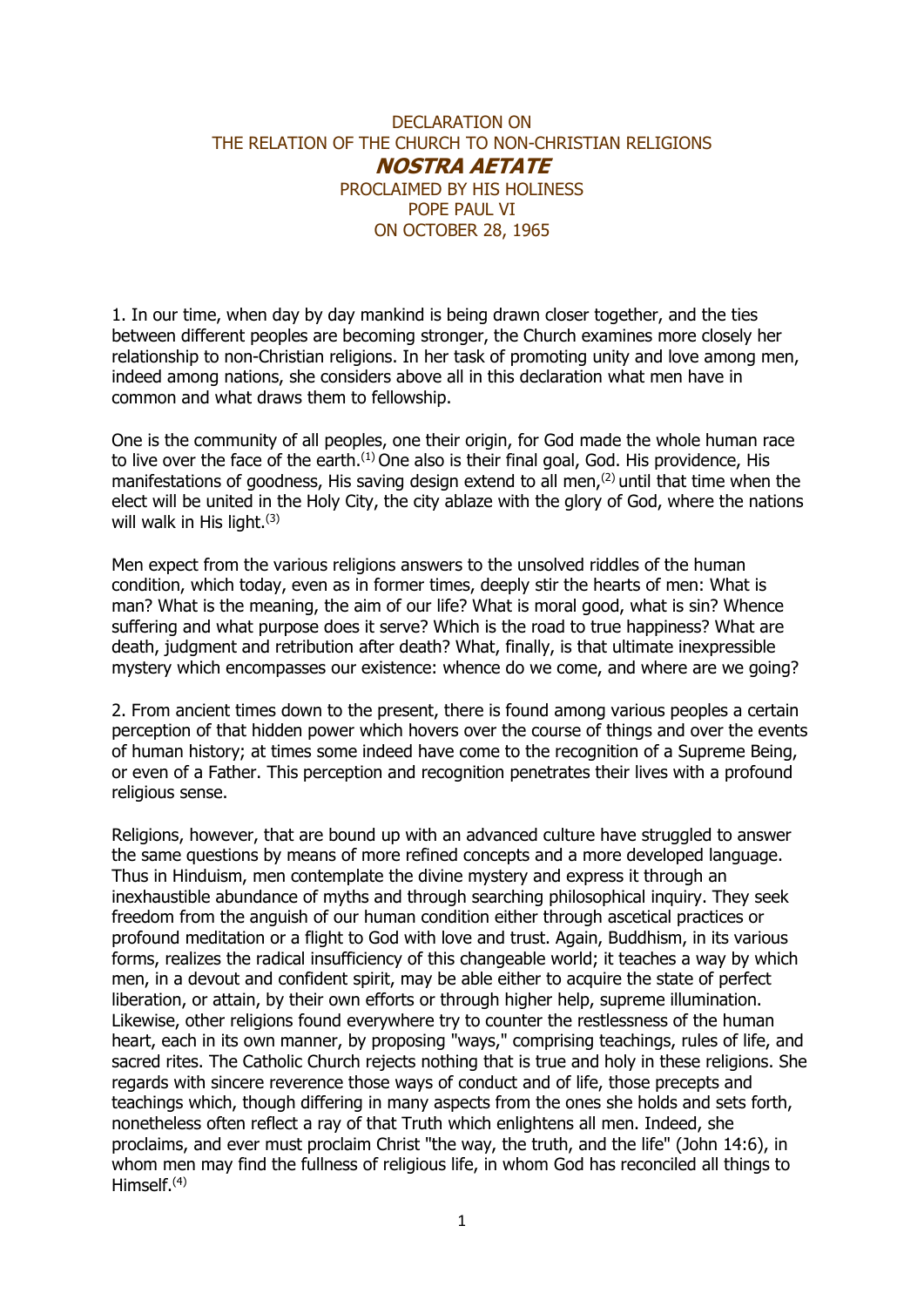# DECLARATION ON THE RELATION OF THE CHURCH TO NON-CHRISTIAN RELIGIONS

## *NOSTRA AETATE*

### PROCLAIMED BY HIS HOLINESS POPE PAUL VI ON OCTOBER 28, 1965

1. In our time, when day by day mankind is being drawn closer together, and the ties between different peoples are becoming stronger, the Church examines more closely her relationship to non-Christian religions. In her task of promoting unity and love among men, indeed among nations, she considers above all in this declaration what men have in common and what draws them to fellowship.

One is the community of all peoples, one their origin, for God made the whole human race to live over the face of the earth.(1) One also is their final goal, God. His providence, His manifestations of goodness, His saving design extend to all men,(2) until that time when the elect will be united in the Holy City, the city ablaze with the glory of God, where the nations will walk in His light.(3)

Men expect from the various religions answers to the unsolved riddles of the human condition, which today, even as in former times, deeply stir the hearts of men: What is man? What is the meaning, the aim of our life? What is moral good, what is sin? Whence suffering and what purpose does it serve? Which is the road to true happiness? What are death, judgment and retribution after death? What, finally, is that ultimate inexpressible mystery which encompasses our existence: whence do we come, and where are we going?

2. From ancient times down to the present, there is found among various peoples a certain perception of that hidden power which hovers over the course of things and over the events of human history; at times some indeed have come to the recognition of a Supreme Being, or even of a Father. This perception and recognition penetrates their lives with a profound religious sense.

Religions, however, that are bound up with an advanced culture have struggled to answer the same questions by means of more refined concepts and a more developed language. Thus in Hinduism, men contemplate the divine mystery and express it through an inexhaustible abundance of myths and through searching philosophical inquiry. They seek freedom from the anguish of our human condition either through ascetical practices or profound meditation or a flight to God with love and trust. Again, Buddhism, in its various forms, realizes the radical insufficiency of this changeable world; it teaches a way by which men, in a devout and confident spirit, may be able either to acquire the state of perfect liberation, or attain, by their own efforts or through higher help, supreme illumination. Likewise, other religions found everywhere try to counter the restlessness of the human heart, each in its own manner, by proposing "ways," comprising teachings, rules of life, and sacred rites. The Catholic Church rejects nothing that is true and holy in these religions. She regards with sincere reverence those ways of conduct and of life, those precepts and teachings which, though differing in many aspects from the ones she holds and sets forth, nonetheless often reflect a ray of that Truth which enlightens all men. Indeed, she proclaims, and ever must proclaim Christ "the way, the truth, and the life" (John 14:6), in whom men may find the fullness of religious life, in whom God has reconciled all things to Himself.(4)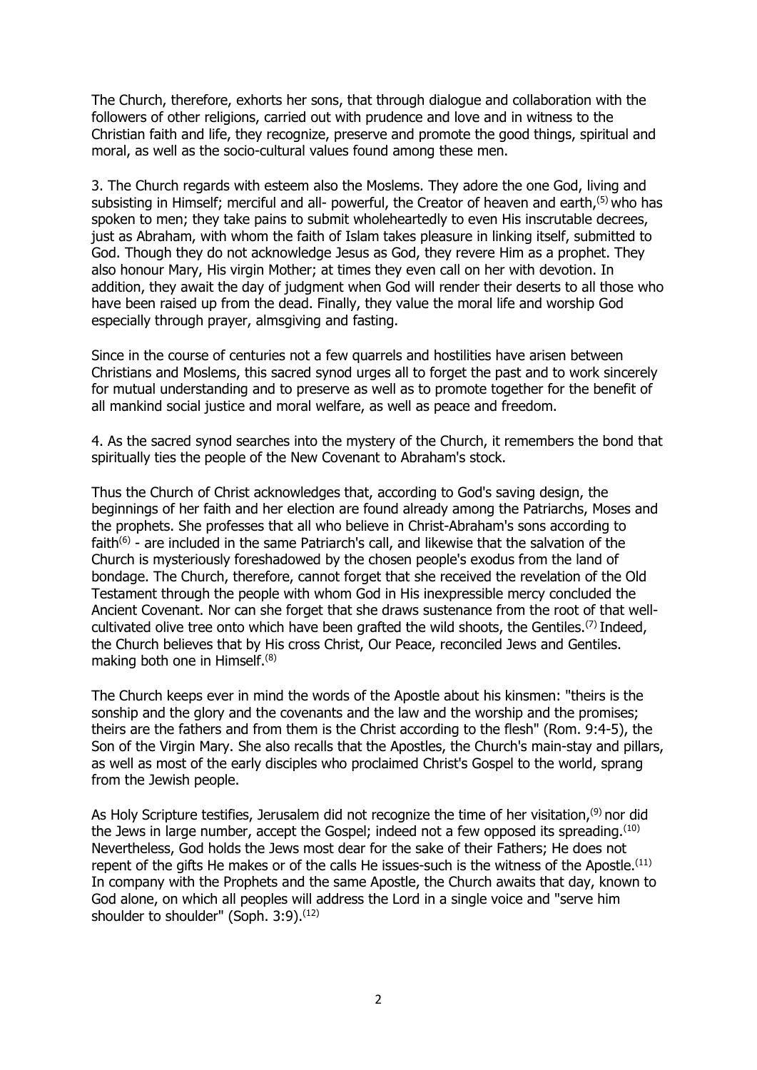The Church, therefore, exhorts her sons, that through dialogue and collaboration with the followers of other religions, carried out with prudence and love and in witness to the Christian faith and life, they recognize, preserve and promote the good things, spiritual and moral, as well as the socio-cultural values found among these men.

3. The Church regards with esteem also the Moslems. They adore the one God, living and subsisting in Himself; merciful and all- powerful, the Creator of heaven and earth,[5] who has spoken to men; they take pains to submit wholeheartedly to even His inscrutable decrees, just as Abraham, with whom the faith of Islam takes pleasure in linking itself, submitted to God. Though they do not acknowledge Jesus as God, they revere Him as a prophet. They also honour Mary, His virgin Mother; at times they even call on her with devotion. In addition, they await the day of judgment when God will render their deserts to all those who have been raised up from the dead. Finally, they value the moral life and worship God especially through prayer, almsgiving and fasting.

Since in the course of centuries not a few quarrels and hostilities have arisen between Christians and Moslems, this sacred synod urges all to forget the past and to work sincerely for mutual understanding and to preserve as well as to promote together for the benefit of all mankind social justice and moral welfare, as well as peace and freedom.

4. As the sacred synod searches into the mystery of the Church, it remembers the bond that spiritually ties the people of the New Covenant to Abraham's stock.

Thus the Church of Christ acknowledges that, according to God's saving design, the beginnings of her faith and her election are found already among the Patriarchs, Moses and the prophets. She professes that all who believe in Christ-Abraham's sons according to faith[6] - are included in the same Patriarch's call, and likewise that the salvation of the Church is mysteriously foreshadowed by the chosen people's exodus from the land of bondage. The Church, therefore, cannot forget that she received the revelation of the Old Testament through the people with whom God in His inexpressible mercy concluded the Ancient Covenant. Nor can she forget that she draws sustenance from the root of that well-cultivated olive tree onto which have been grafted the wild shoots, the Gentiles.[7] Indeed, the Church believes that by His cross Christ, Our Peace, reconciled Jews and Gentiles. making both one in Himself.[8]

The Church keeps ever in mind the words of the Apostle about his kinsmen: "theirs is the sonship and the glory and the covenants and the law and the worship and the promises; theirs are the fathers and from them is the Christ according to the flesh" (Rom. 9:4-5), the Son of the Virgin Mary. She also recalls that the Apostles, the Church's main-stay and pillars, as well as most of the early disciples who proclaimed Christ's Gospel to the world, sprang from the Jewish people.

As Holy Scripture testifies, Jerusalem did not recognize the time of her visitation,[9] nor did the Jews in large number, accept the Gospel; indeed not a few opposed its spreading.[10] Nevertheless, God holds the Jews most dear for the sake of their Fathers; He does not repent of the gifts He makes or of the calls He issues-such is the witness of the Apostle.[11] In company with the Prophets and the same Apostle, the Church awaits that day, known to God alone, on which all peoples will address the Lord in a single voice and "serve him shoulder to shoulder" (Soph. 3:9).[12]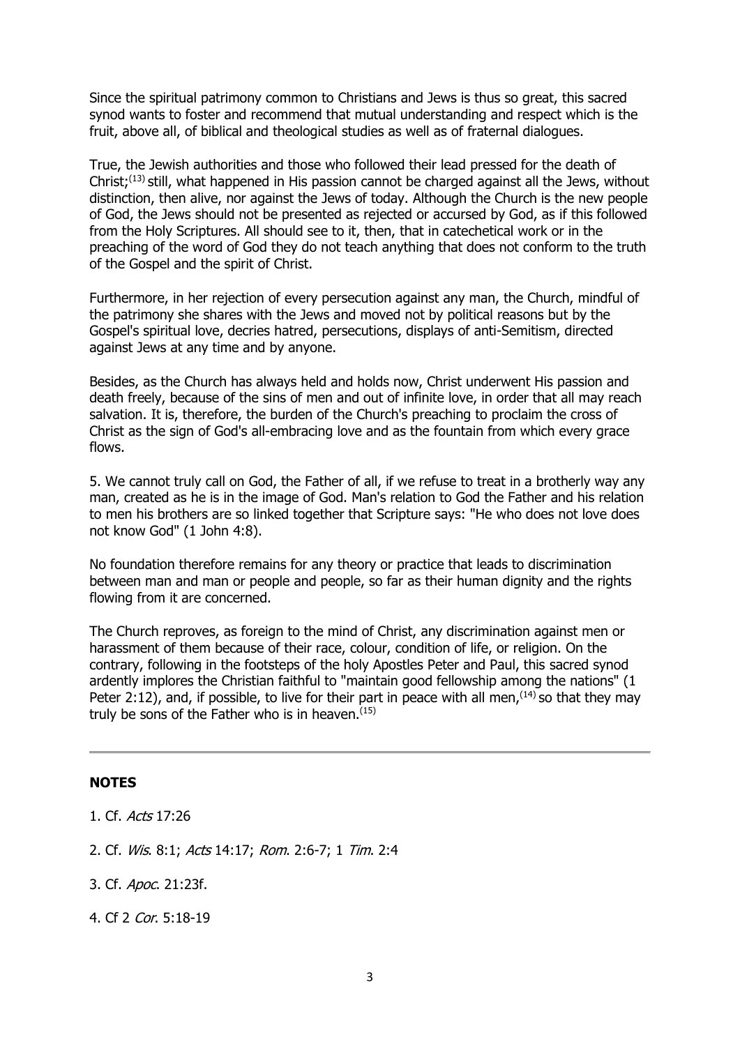Since the spiritual patrimony common to Christians and Jews is thus so great, this sacred synod wants to foster and recommend that mutual understanding and respect which is the fruit, above all, of biblical and theological studies as well as of fraternal dialogues.

True, the Jewish authorities and those who followed their lead pressed for the death of Christ;[(13)] still, what happened in His passion cannot be charged against all the Jews, without distinction, then alive, nor against the Jews of today. Although the Church is the new people of God, the Jews should not be presented as rejected or accursed by God, as if this followed from the Holy Scriptures. All should see to it, then, that in catechetical work or in the preaching of the word of God they do not teach anything that does not conform to the truth of the Gospel and the spirit of Christ.

Furthermore, in her rejection of every persecution against any man, the Church, mindful of the patrimony she shares with the Jews and moved not by political reasons but by the Gospel's spiritual love, decries hatred, persecutions, displays of anti-Semitism, directed against Jews at any time and by anyone.

Besides, as the Church has always held and holds now, Christ underwent His passion and death freely, because of the sins of men and out of infinite love, in order that all may reach salvation. It is, therefore, the burden of the Church's preaching to proclaim the cross of Christ as the sign of God's all-embracing love and as the fountain from which every grace flows.

5. We cannot truly call on God, the Father of all, if we refuse to treat in a brotherly way any man, created as he is in the image of God. Man's relation to God the Father and his relation to men his brothers are so linked together that Scripture says: "He who does not love does not know God" (1 John 4:8).

No foundation therefore remains for any theory or practice that leads to discrimination between man and man or people and people, so far as their human dignity and the rights flowing from it are concerned.

The Church reproves, as foreign to the mind of Christ, any discrimination against men or harassment of them because of their race, colour, condition of life, or religion. On the contrary, following in the footsteps of the holy Apostles Peter and Paul, this sacred synod ardently implores the Christian faithful to "maintain good fellowship among the nations" (1 Peter 2:12), and, if possible, to live for their part in peace with all men,[(14)] so that they may truly be sons of the Father who is in heaven.[(15)]

---

**NOTES**

1. Cf. *Acts* 17:26

2. Cf. *Wis*. 8:1; *Acts* 14:17; *Rom*. 2:6-7; 1 *Tim*. 2:4

3. Cf. *Apoc*. 21:23f.

4. Cf 2 *Cor*. 5:18-19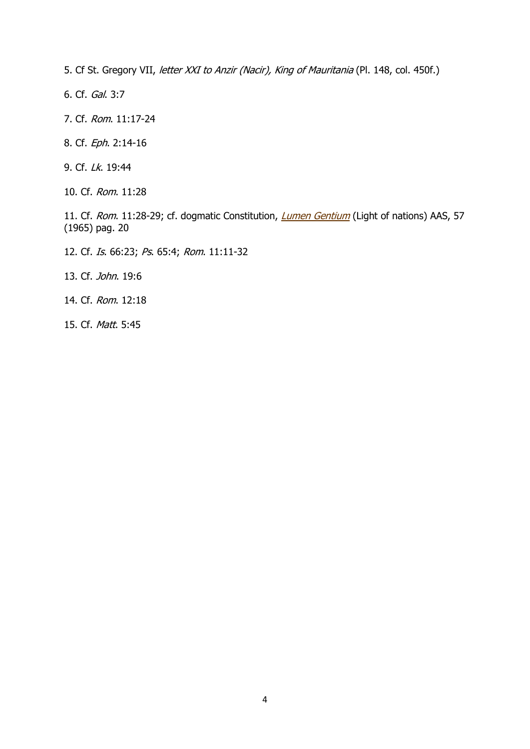5. Cf St. Gregory VII, *letter XXI to Anzir (Nacir), King of Mauritania* (Pl. 148, col. 450f.)

6. Cf. *Gal*. 3:7

7. Cf. *Rom*. 11:17-24

8. Cf. *Eph*. 2:14-16

9. Cf. *Lk*. 19:44

10. Cf. *Rom*. 11:28

11. Cf. *Rom*. 11:28-29; cf. dogmatic Constitution, *Lumen Gentium* (Light of nations) AAS, 57 (1965) pag. 20

12. Cf. *Is*. 66:23; *Ps*. 65:4; *Rom*. 11:11-32

13. Cf. *John*. 19:6

14. Cf. *Rom*. 12:18

15. Cf. *Matt*. 5:45